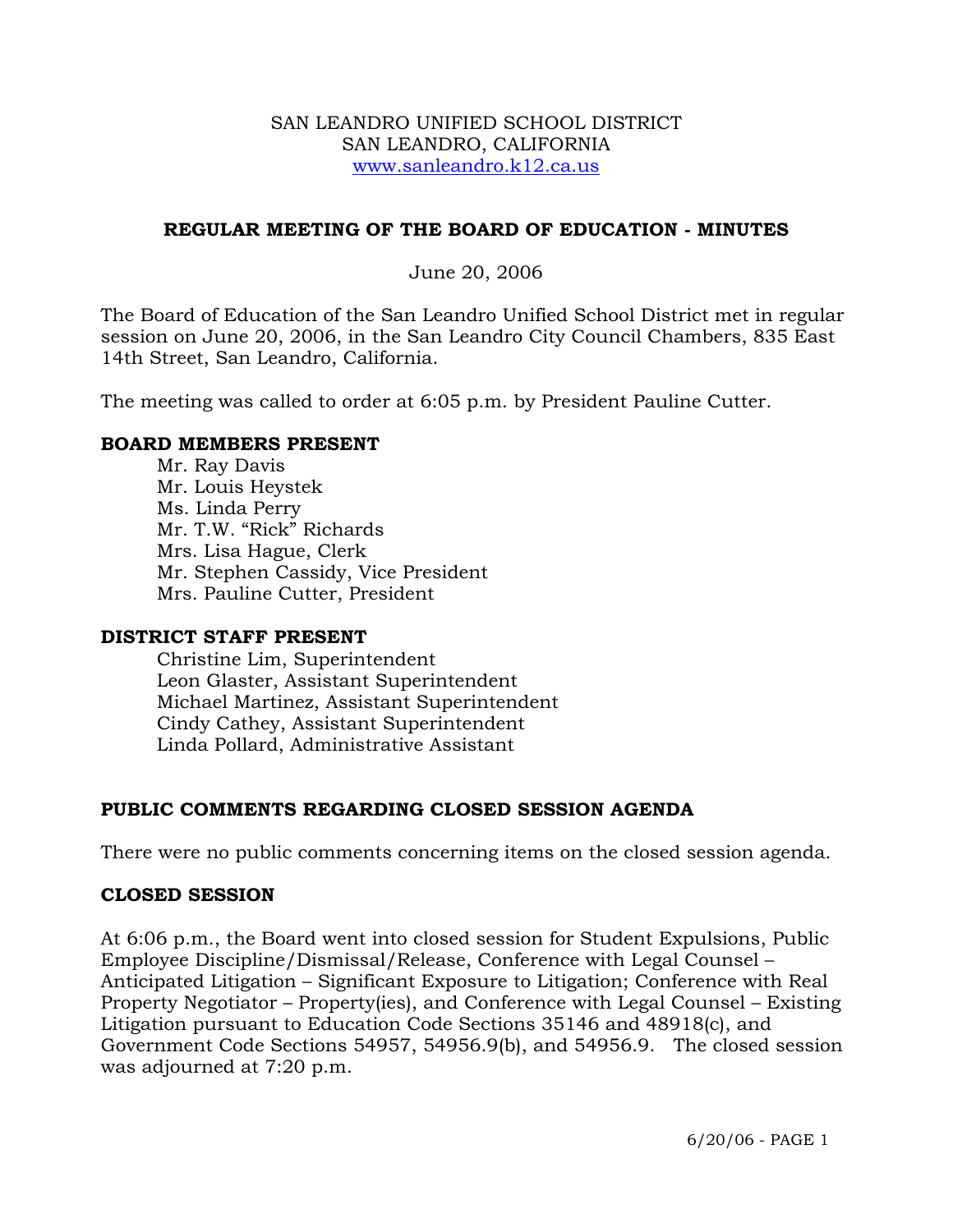SAN LEANDRO UNIFIED SCHOOL DISTRICT
SAN LEANDRO, CALIFORNIA
www.sanleandro.k12.ca.us

## REGULAR MEETING OF THE BOARD OF EDUCATION - MINUTES

June 20, 2006

The Board of Education of the San Leandro Unified School District met in regular session on June 20, 2006, in the San Leandro City Council Chambers, 835 East 14th Street, San Leandro, California.

The meeting was called to order at 6:05 p.m. by President Pauline Cutter.

### BOARD MEMBERS PRESENT

Mr. Ray Davis
Mr. Louis Heystek
Ms. Linda Perry
Mr. T.W. "Rick" Richards
Mrs. Lisa Hague, Clerk
Mr. Stephen Cassidy, Vice President
Mrs. Pauline Cutter, President

### DISTRICT STAFF PRESENT

Christine Lim, Superintendent
Leon Glaster, Assistant Superintendent
Michael Martinez, Assistant Superintendent
Cindy Cathey, Assistant Superintendent
Linda Pollard, Administrative Assistant

### PUBLIC COMMENTS REGARDING CLOSED SESSION AGENDA

There were no public comments concerning items on the closed session agenda.

### CLOSED SESSION

At 6:06 p.m., the Board went into closed session for Student Expulsions, Public Employee Discipline/Dismissal/Release, Conference with Legal Counsel – Anticipated Litigation – Significant Exposure to Litigation; Conference with Real Property Negotiator – Property(ies), and Conference with Legal Counsel – Existing Litigation pursuant to Education Code Sections 35146 and 48918(c), and Government Code Sections 54957, 54956.9(b), and 54956.9. The closed session was adjourned at 7:20 p.m.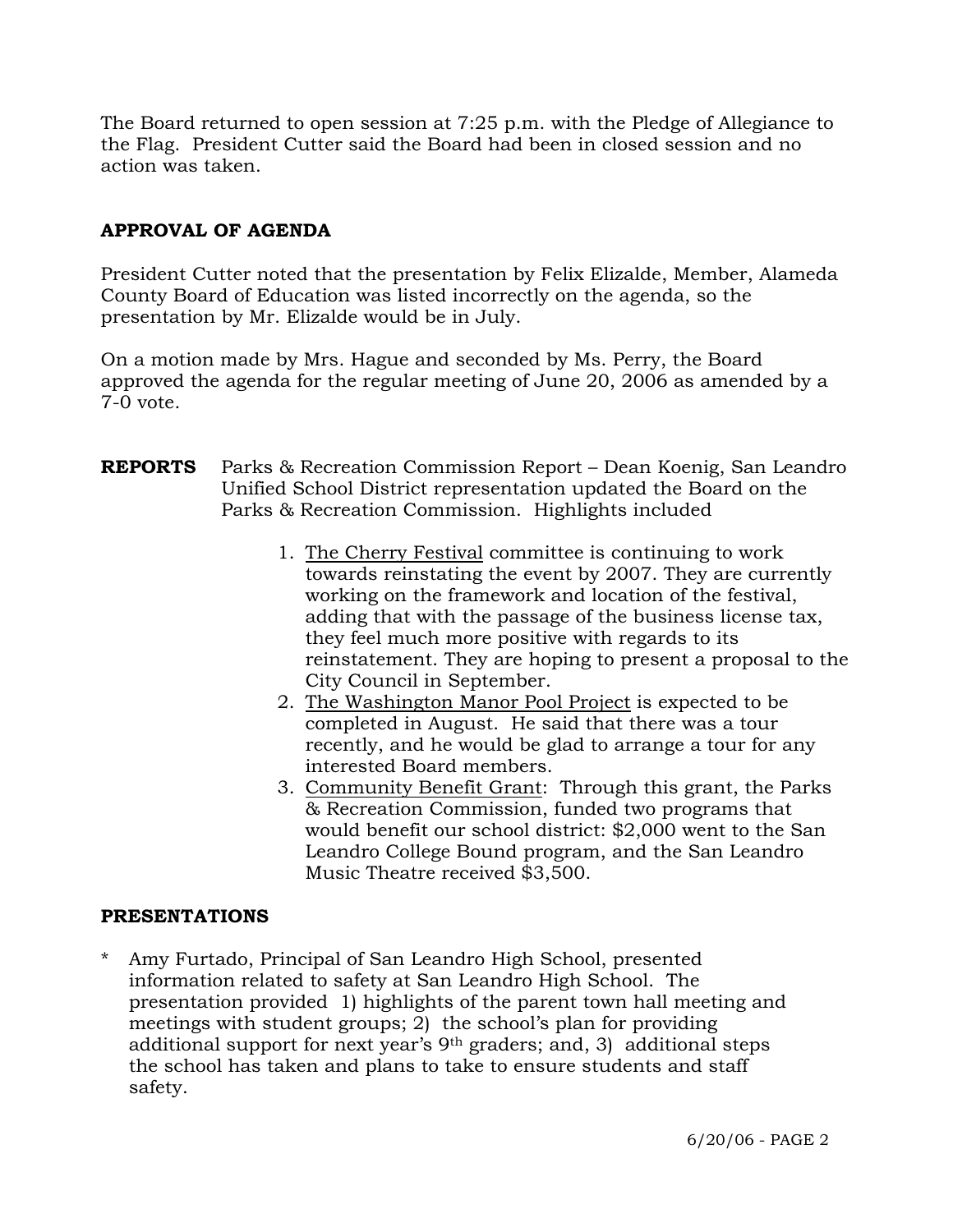The Board returned to open session at 7:25 p.m. with the Pledge of Allegiance to the Flag. President Cutter said the Board had been in closed session and no action was taken.

**APPROVAL OF AGENDA**

President Cutter noted that the presentation by Felix Elizalde, Member, Alameda County Board of Education was listed incorrectly on the agenda, so the presentation by Mr. Elizalde would be in July.

On a motion made by Mrs. Hague and seconded by Ms. Perry, the Board approved the agenda for the regular meeting of June 20, 2006 as amended by a 7-0 vote.

**REPORTS** Parks & Recreation Commission Report – Dean Koenig, San Leandro Unified School District representation updated the Board on the Parks & Recreation Commission. Highlights included

1. The Cherry Festival committee is continuing to work towards reinstating the event by 2007. They are currently working on the framework and location of the festival, adding that with the passage of the business license tax, they feel much more positive with regards to its reinstatement. They are hoping to present a proposal to the City Council in September.
2. The Washington Manor Pool Project is expected to be completed in August. He said that there was a tour recently, and he would be glad to arrange a tour for any interested Board members.
3. Community Benefit Grant: Through this grant, the Parks & Recreation Commission, funded two programs that would benefit our school district: $2,000 went to the San Leandro College Bound program, and the San Leandro Music Theatre received $3,500.

**PRESENTATIONS**

* Amy Furtado, Principal of San Leandro High School, presented information related to safety at San Leandro High School. The presentation provided 1) highlights of the parent town hall meeting and meetings with student groups; 2) the school's plan for providing additional support for next year's 9th graders; and, 3) additional steps the school has taken and plans to take to ensure students and staff safety.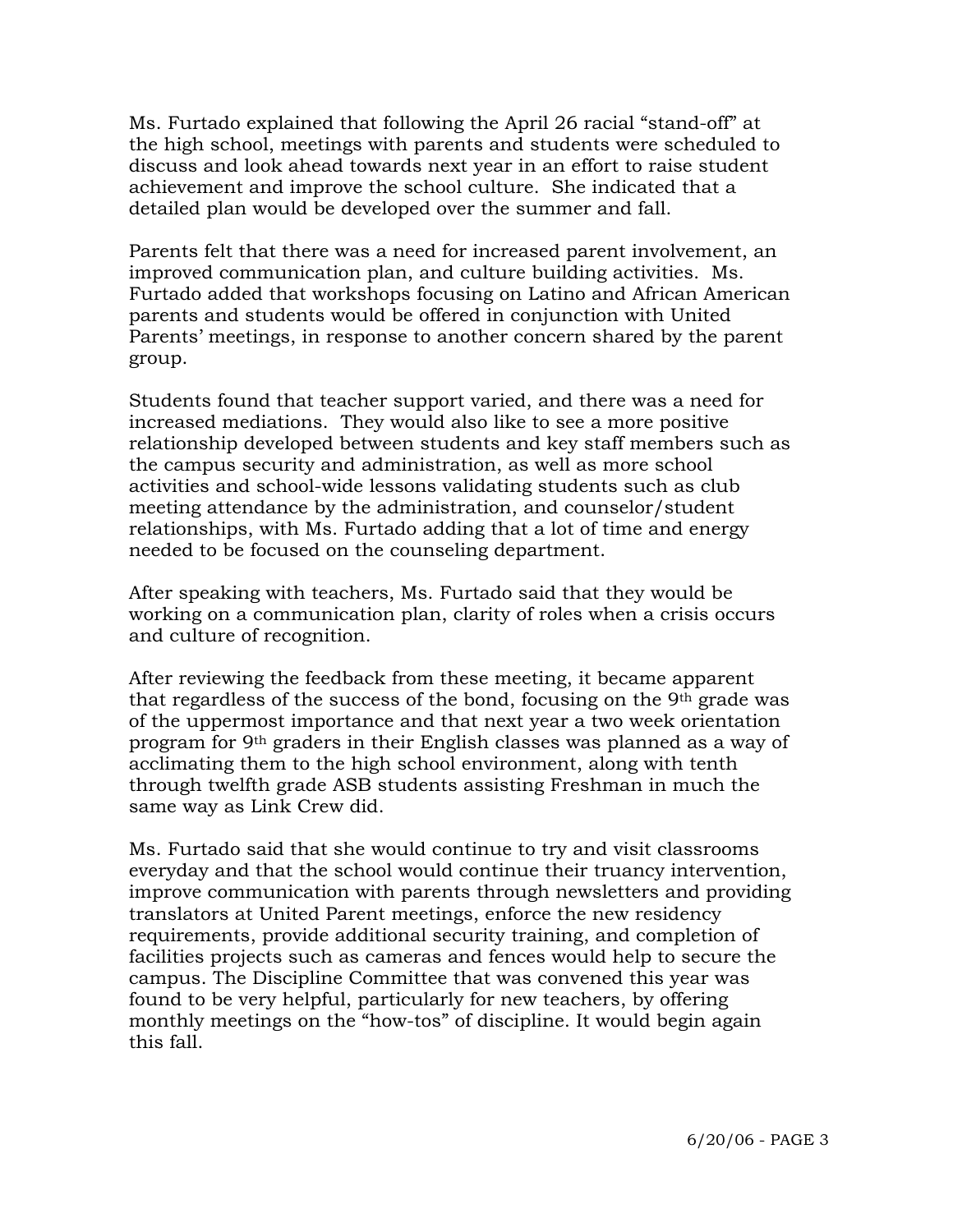Ms. Furtado explained that following the April 26 racial "stand-off" at the high school, meetings with parents and students were scheduled to discuss and look ahead towards next year in an effort to raise student achievement and improve the school culture. She indicated that a detailed plan would be developed over the summer and fall.

Parents felt that there was a need for increased parent involvement, an improved communication plan, and culture building activities. Ms. Furtado added that workshops focusing on Latino and African American parents and students would be offered in conjunction with United Parents' meetings, in response to another concern shared by the parent group.

Students found that teacher support varied, and there was a need for increased mediations. They would also like to see a more positive relationship developed between students and key staff members such as the campus security and administration, as well as more school activities and school-wide lessons validating students such as club meeting attendance by the administration, and counselor/student relationships, with Ms. Furtado adding that a lot of time and energy needed to be focused on the counseling department.

After speaking with teachers, Ms. Furtado said that they would be working on a communication plan, clarity of roles when a crisis occurs and culture of recognition.

After reviewing the feedback from these meeting, it became apparent that regardless of the success of the bond, focusing on the 9th grade was of the uppermost importance and that next year a two week orientation program for 9th graders in their English classes was planned as a way of acclimating them to the high school environment, along with tenth through twelfth grade ASB students assisting Freshman in much the same way as Link Crew did.

Ms. Furtado said that she would continue to try and visit classrooms everyday and that the school would continue their truancy intervention, improve communication with parents through newsletters and providing translators at United Parent meetings, enforce the new residency requirements, provide additional security training, and completion of facilities projects such as cameras and fences would help to secure the campus. The Discipline Committee that was convened this year was found to be very helpful, particularly for new teachers, by offering monthly meetings on the "how-tos" of discipline. It would begin again this fall.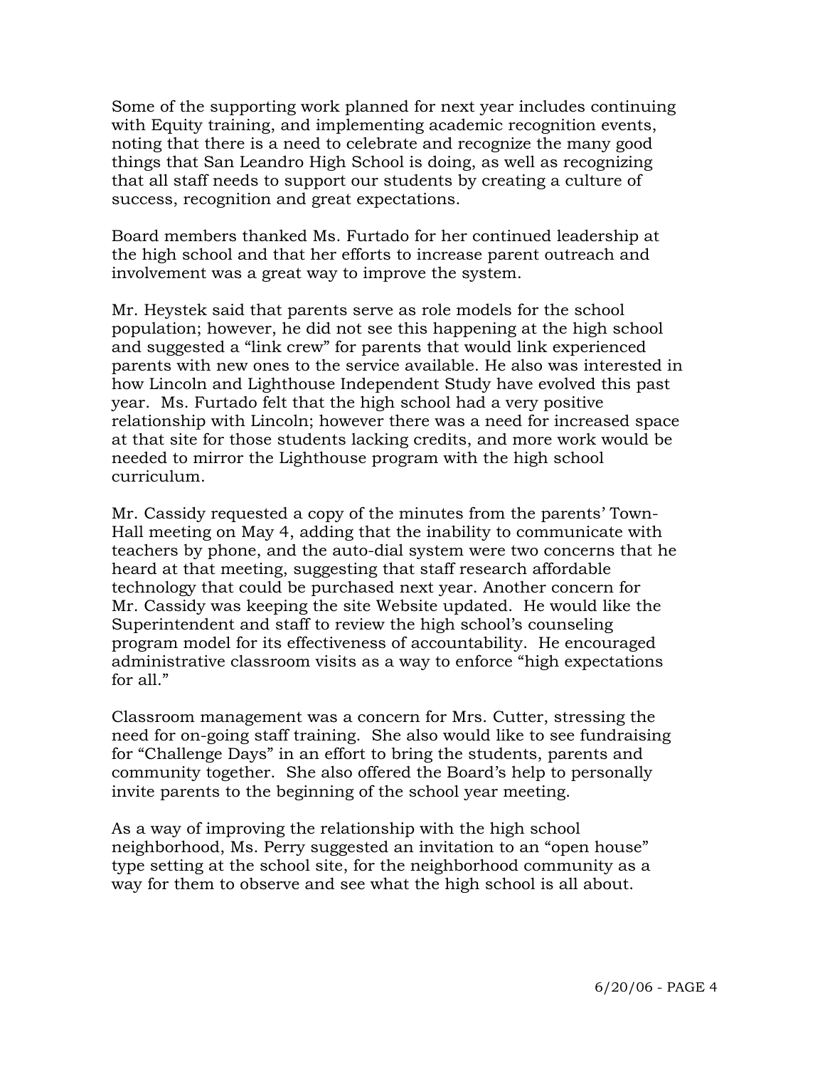Some of the supporting work planned for next year includes continuing with Equity training, and implementing academic recognition events, noting that there is a need to celebrate and recognize the many good things that San Leandro High School is doing, as well as recognizing that all staff needs to support our students by creating a culture of success, recognition and great expectations.

Board members thanked Ms. Furtado for her continued leadership at the high school and that her efforts to increase parent outreach and involvement was a great way to improve the system.

Mr. Heystek said that parents serve as role models for the school population; however, he did not see this happening at the high school and suggested a "link crew" for parents that would link experienced parents with new ones to the service available. He also was interested in how Lincoln and Lighthouse Independent Study have evolved this past year. Ms. Furtado felt that the high school had a very positive relationship with Lincoln; however there was a need for increased space at that site for those students lacking credits, and more work would be needed to mirror the Lighthouse program with the high school curriculum.

Mr. Cassidy requested a copy of the minutes from the parents' Town-Hall meeting on May 4, adding that the inability to communicate with teachers by phone, and the auto-dial system were two concerns that he heard at that meeting, suggesting that staff research affordable technology that could be purchased next year. Another concern for Mr. Cassidy was keeping the site Website updated. He would like the Superintendent and staff to review the high school's counseling program model for its effectiveness of accountability. He encouraged administrative classroom visits as a way to enforce "high expectations for all."

Classroom management was a concern for Mrs. Cutter, stressing the need for on-going staff training. She also would like to see fundraising for "Challenge Days" in an effort to bring the students, parents and community together. She also offered the Board's help to personally invite parents to the beginning of the school year meeting.

As a way of improving the relationship with the high school neighborhood, Ms. Perry suggested an invitation to an "open house" type setting at the school site, for the neighborhood community as a way for them to observe and see what the high school is all about.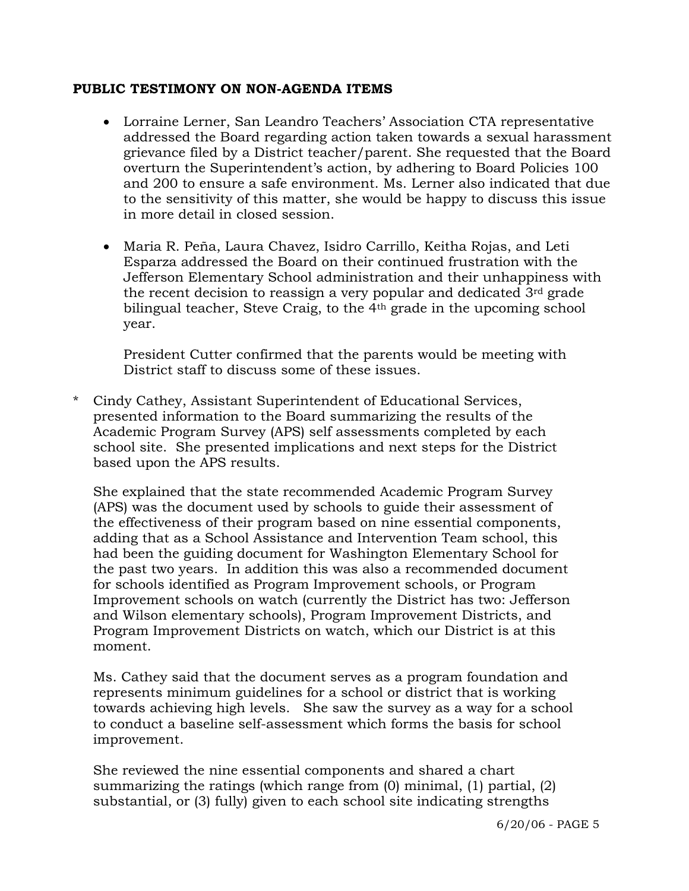**PUBLIC TESTIMONY ON NON-AGENDA ITEMS**

- Lorraine Lerner, San Leandro Teachers' Association CTA representative addressed the Board regarding action taken towards a sexual harassment grievance filed by a District teacher/parent. She requested that the Board overturn the Superintendent's action, by adhering to Board Policies 100 and 200 to ensure a safe environment. Ms. Lerner also indicated that due to the sensitivity of this matter, she would be happy to discuss this issue in more detail in closed session.

- Maria R. Peña, Laura Chavez, Isidro Carrillo, Keitha Rojas, and Leti Esparza addressed the Board on their continued frustration with the Jefferson Elementary School administration and their unhappiness with the recent decision to reassign a very popular and dedicated 3rd grade bilingual teacher, Steve Craig, to the 4th grade in the upcoming school year.

  President Cutter confirmed that the parents would be meeting with District staff to discuss some of these issues.

\* Cindy Cathey, Assistant Superintendent of Educational Services, presented information to the Board summarizing the results of the Academic Program Survey (APS) self assessments completed by each school site. She presented implications and next steps for the District based upon the APS results.

She explained that the state recommended Academic Program Survey (APS) was the document used by schools to guide their assessment of the effectiveness of their program based on nine essential components, adding that as a School Assistance and Intervention Team school, this had been the guiding document for Washington Elementary School for the past two years. In addition this was also a recommended document for schools identified as Program Improvement schools, or Program Improvement schools on watch (currently the District has two: Jefferson and Wilson elementary schools), Program Improvement Districts, and Program Improvement Districts on watch, which our District is at this moment.

Ms. Cathey said that the document serves as a program foundation and represents minimum guidelines for a school or district that is working towards achieving high levels. She saw the survey as a way for a school to conduct a baseline self-assessment which forms the basis for school improvement.

She reviewed the nine essential components and shared a chart summarizing the ratings (which range from (0) minimal, (1) partial, (2) substantial, or (3) fully) given to each school site indicating strengths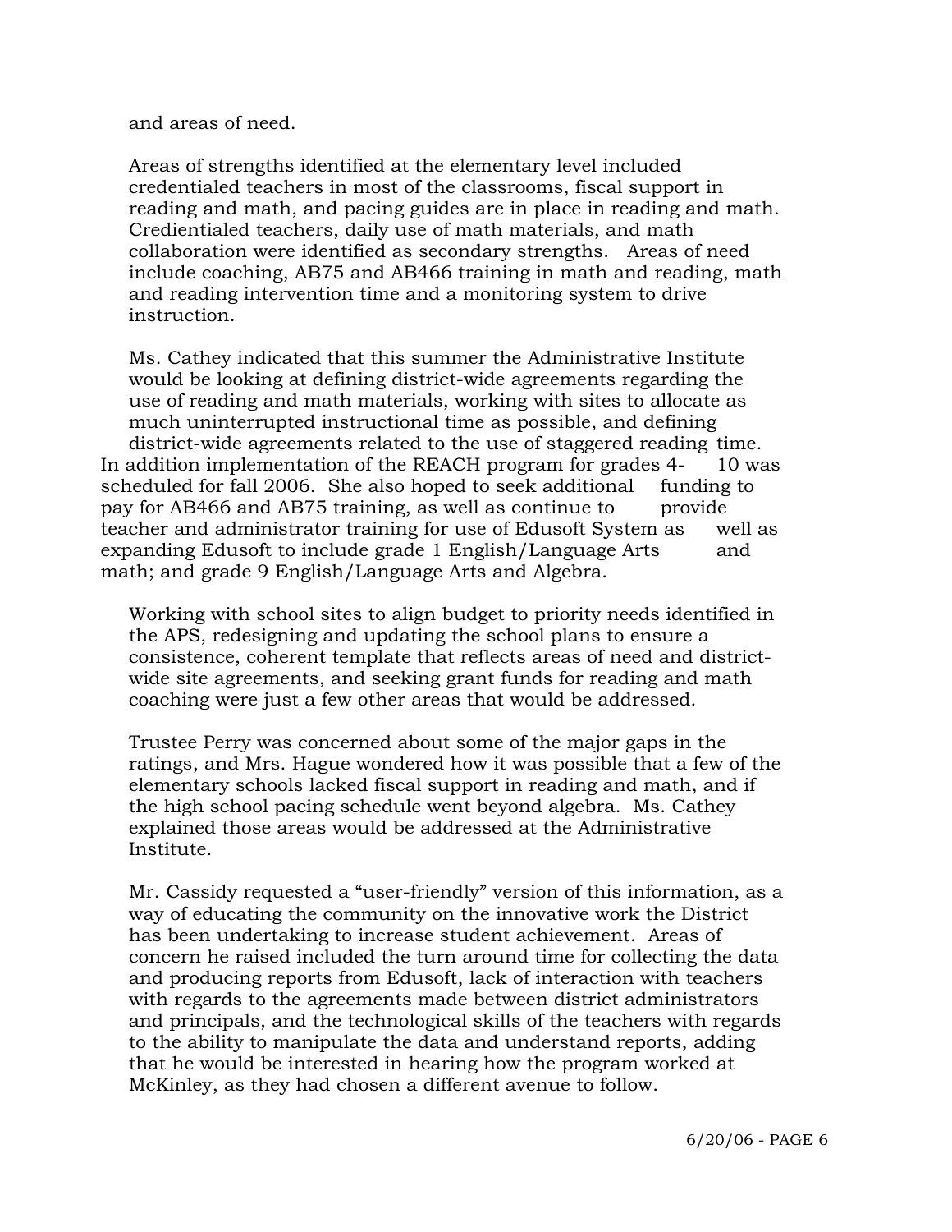and areas of need.

Areas of strengths identified at the elementary level included credentialed teachers in most of the classrooms, fiscal support in reading and math, and pacing guides are in place in reading and math. Credientialed teachers, daily use of math materials, and math collaboration were identified as secondary strengths. Areas of need include coaching, AB75 and AB466 training in math and reading, math and reading intervention time and a monitoring system to drive instruction.

Ms. Cathey indicated that this summer the Administrative Institute would be looking at defining district-wide agreements regarding the use of reading and math materials, working with sites to allocate as much uninterrupted instructional time as possible, and defining district-wide agreements related to the use of staggered reading time. In addition implementation of the REACH program for grades 4- 10 was scheduled for fall 2006. She also hoped to seek additional funding to pay for AB466 and AB75 training, as well as continue to provide teacher and administrator training for use of Edusoft System as well as expanding Edusoft to include grade 1 English/Language Arts and math; and grade 9 English/Language Arts and Algebra.

Working with school sites to align budget to priority needs identified in the APS, redesigning and updating the school plans to ensure a consistence, coherent template that reflects areas of need and district-wide site agreements, and seeking grant funds for reading and math coaching were just a few other areas that would be addressed.

Trustee Perry was concerned about some of the major gaps in the ratings, and Mrs. Hague wondered how it was possible that a few of the elementary schools lacked fiscal support in reading and math, and if the high school pacing schedule went beyond algebra. Ms. Cathey explained those areas would be addressed at the Administrative Institute.

Mr. Cassidy requested a "user-friendly" version of this information, as a way of educating the community on the innovative work the District has been undertaking to increase student achievement. Areas of concern he raised included the turn around time for collecting the data and producing reports from Edusoft, lack of interaction with teachers with regards to the agreements made between district administrators and principals, and the technological skills of the teachers with regards to the ability to manipulate the data and understand reports, adding that he would be interested in hearing how the program worked at McKinley, as they had chosen a different avenue to follow.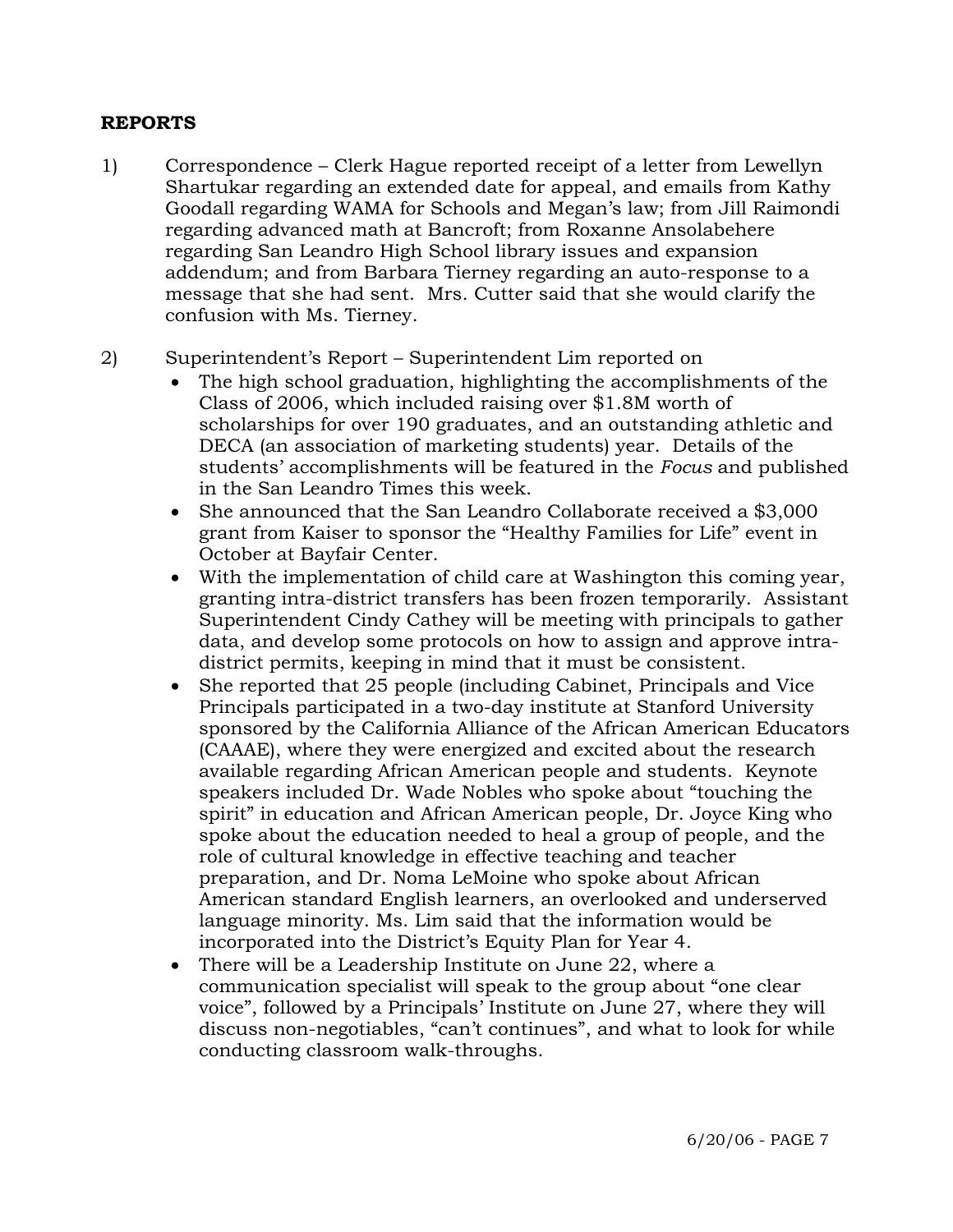## REPORTS

1) Correspondence – Clerk Hague reported receipt of a letter from Lewellyn Shartukar regarding an extended date for appeal, and emails from Kathy Goodall regarding WAMA for Schools and Megan's law; from Jill Raimondi regarding advanced math at Bancroft; from Roxanne Ansolabehere regarding San Leandro High School library issues and expansion addendum; and from Barbara Tierney regarding an auto-response to a message that she had sent. Mrs. Cutter said that she would clarify the confusion with Ms. Tierney.

2) Superintendent's Report – Superintendent Lim reported on

   - The high school graduation, highlighting the accomplishments of the Class of 2006, which included raising over $1.8M worth of scholarships for over 190 graduates, and an outstanding athletic and DECA (an association of marketing students) year. Details of the students' accomplishments will be featured in the *Focus* and published in the San Leandro Times this week.
   - She announced that the San Leandro Collaborate received a $3,000 grant from Kaiser to sponsor the "Healthy Families for Life" event in October at Bayfair Center.
   - With the implementation of child care at Washington this coming year, granting intra-district transfers has been frozen temporarily. Assistant Superintendent Cindy Cathey will be meeting with principals to gather data, and develop some protocols on how to assign and approve intra-district permits, keeping in mind that it must be consistent.
   - She reported that 25 people (including Cabinet, Principals and Vice Principals participated in a two-day institute at Stanford University sponsored by the California Alliance of the African American Educators (CAAAE), where they were energized and excited about the research available regarding African American people and students. Keynote speakers included Dr. Wade Nobles who spoke about "touching the spirit" in education and African American people, Dr. Joyce King who spoke about the education needed to heal a group of people, and the role of cultural knowledge in effective teaching and teacher preparation, and Dr. Noma LeMoine who spoke about African American standard English learners, an overlooked and underserved language minority. Ms. Lim said that the information would be incorporated into the District's Equity Plan for Year 4.
   - There will be a Leadership Institute on June 22, where a communication specialist will speak to the group about "one clear voice", followed by a Principals' Institute on June 27, where they will discuss non-negotiables, "can't continues", and what to look for while conducting classroom walk-throughs.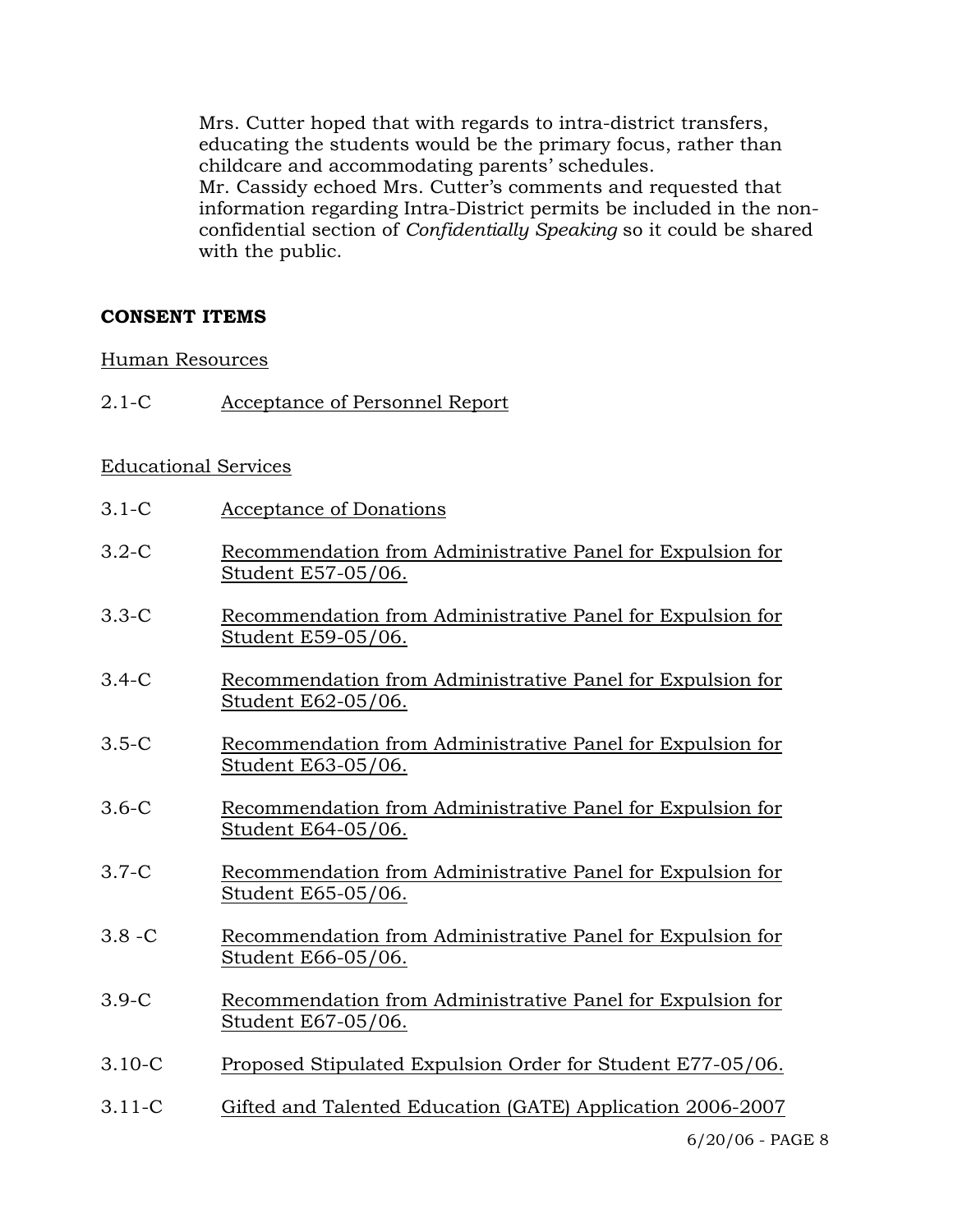Mrs. Cutter hoped that with regards to intra-district transfers, educating the students would be the primary focus, rather than childcare and accommodating parents' schedules.
Mr. Cassidy echoed Mrs. Cutter's comments and requested that information regarding Intra-District permits be included in the non-confidential section of *Confidentially Speaking* so it could be shared with the public.

**CONSENT ITEMS**

Human Resources

2.1-C Acceptance of Personnel Report

Educational Services

3.1-C Acceptance of Donations

3.2-C Recommendation from Administrative Panel for Expulsion for Student E57-05/06.

3.3-C Recommendation from Administrative Panel for Expulsion for Student E59-05/06.

3.4-C Recommendation from Administrative Panel for Expulsion for Student E62-05/06.

3.5-C Recommendation from Administrative Panel for Expulsion for Student E63-05/06.

3.6-C Recommendation from Administrative Panel for Expulsion for Student E64-05/06.

3.7-C Recommendation from Administrative Panel for Expulsion for Student E65-05/06.

3.8 -C Recommendation from Administrative Panel for Expulsion for Student E66-05/06.

3.9-C Recommendation from Administrative Panel for Expulsion for Student E67-05/06.

3.10-C Proposed Stipulated Expulsion Order for Student E77-05/06.

3.11-C Gifted and Talented Education (GATE) Application 2006-2007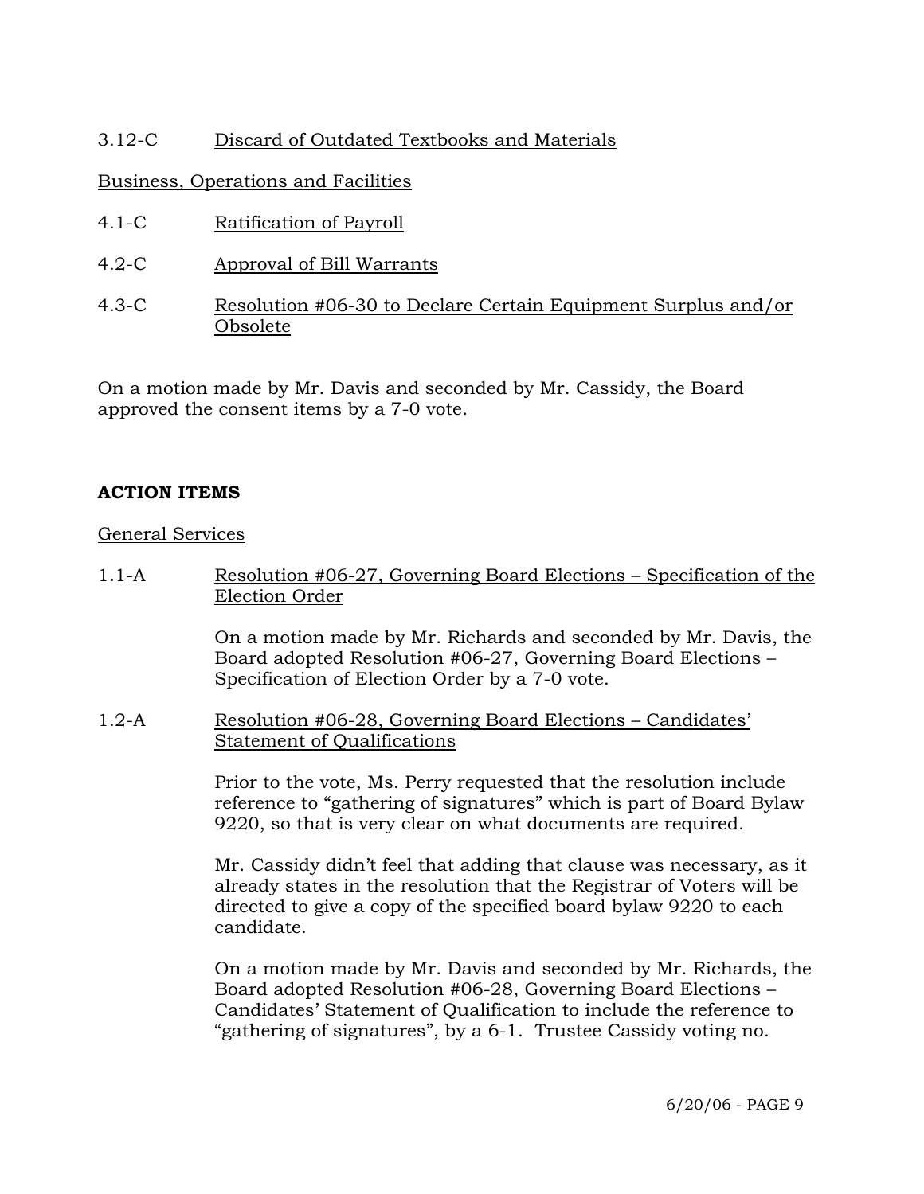3.12-C Discard of Outdated Textbooks and Materials

Business, Operations and Facilities

4.1-C Ratification of Payroll

4.2-C Approval of Bill Warrants

4.3-C Resolution #06-30 to Declare Certain Equipment Surplus and/or Obsolete

On a motion made by Mr. Davis and seconded by Mr. Cassidy, the Board approved the consent items by a 7-0 vote.

**ACTION ITEMS**

General Services

1.1-A Resolution #06-27, Governing Board Elections – Specification of the Election Order

On a motion made by Mr. Richards and seconded by Mr. Davis, the Board adopted Resolution #06-27, Governing Board Elections – Specification of Election Order by a 7-0 vote.

1.2-A Resolution #06-28, Governing Board Elections – Candidates' Statement of Qualifications

Prior to the vote, Ms. Perry requested that the resolution include reference to "gathering of signatures" which is part of Board Bylaw 9220, so that is very clear on what documents are required.

Mr. Cassidy didn't feel that adding that clause was necessary, as it already states in the resolution that the Registrar of Voters will be directed to give a copy of the specified board bylaw 9220 to each candidate.

On a motion made by Mr. Davis and seconded by Mr. Richards, the Board adopted Resolution #06-28, Governing Board Elections – Candidates' Statement of Qualification to include the reference to "gathering of signatures", by a 6-1. Trustee Cassidy voting no.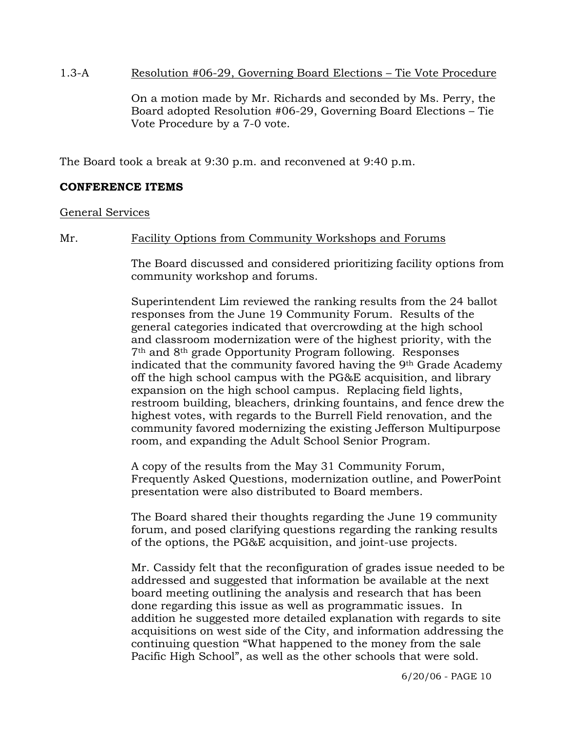1.3-A Resolution #06-29, Governing Board Elections – Tie Vote Procedure

On a motion made by Mr. Richards and seconded by Ms. Perry, the Board adopted Resolution #06-29, Governing Board Elections – Tie Vote Procedure by a 7-0 vote.

The Board took a break at 9:30 p.m. and reconvened at 9:40 p.m.

**CONFERENCE ITEMS**

General Services

Mr. Facility Options from Community Workshops and Forums

The Board discussed and considered prioritizing facility options from community workshop and forums.

Superintendent Lim reviewed the ranking results from the 24 ballot responses from the June 19 Community Forum. Results of the general categories indicated that overcrowding at the high school and classroom modernization were of the highest priority, with the 7th and 8th grade Opportunity Program following. Responses indicated that the community favored having the 9th Grade Academy off the high school campus with the PG&E acquisition, and library expansion on the high school campus. Replacing field lights, restroom building, bleachers, drinking fountains, and fence drew the highest votes, with regards to the Burrell Field renovation, and the community favored modernizing the existing Jefferson Multipurpose room, and expanding the Adult School Senior Program.

A copy of the results from the May 31 Community Forum, Frequently Asked Questions, modernization outline, and PowerPoint presentation were also distributed to Board members.

The Board shared their thoughts regarding the June 19 community forum, and posed clarifying questions regarding the ranking results of the options, the PG&E acquisition, and joint-use projects.

Mr. Cassidy felt that the reconfiguration of grades issue needed to be addressed and suggested that information be available at the next board meeting outlining the analysis and research that has been done regarding this issue as well as programmatic issues. In addition he suggested more detailed explanation with regards to site acquisitions on west side of the City, and information addressing the continuing question "What happened to the money from the sale Pacific High School", as well as the other schools that were sold.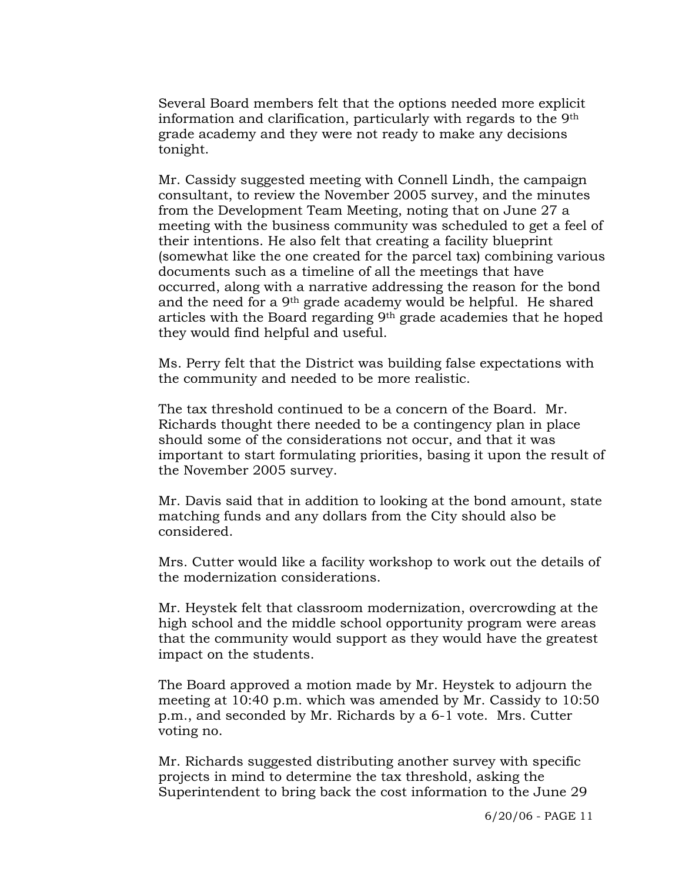Several Board members felt that the options needed more explicit information and clarification, particularly with regards to the 9th grade academy and they were not ready to make any decisions tonight.

Mr. Cassidy suggested meeting with Connell Lindh, the campaign consultant, to review the November 2005 survey, and the minutes from the Development Team Meeting, noting that on June 27 a meeting with the business community was scheduled to get a feel of their intentions. He also felt that creating a facility blueprint (somewhat like the one created for the parcel tax) combining various documents such as a timeline of all the meetings that have occurred, along with a narrative addressing the reason for the bond and the need for a 9th grade academy would be helpful. He shared articles with the Board regarding 9th grade academies that he hoped they would find helpful and useful.

Ms. Perry felt that the District was building false expectations with the community and needed to be more realistic.

The tax threshold continued to be a concern of the Board. Mr. Richards thought there needed to be a contingency plan in place should some of the considerations not occur, and that it was important to start formulating priorities, basing it upon the result of the November 2005 survey.

Mr. Davis said that in addition to looking at the bond amount, state matching funds and any dollars from the City should also be considered.

Mrs. Cutter would like a facility workshop to work out the details of the modernization considerations.

Mr. Heystek felt that classroom modernization, overcrowding at the high school and the middle school opportunity program were areas that the community would support as they would have the greatest impact on the students.

The Board approved a motion made by Mr. Heystek to adjourn the meeting at 10:40 p.m. which was amended by Mr. Cassidy to 10:50 p.m., and seconded by Mr. Richards by a 6-1 vote. Mrs. Cutter voting no.

Mr. Richards suggested distributing another survey with specific projects in mind to determine the tax threshold, asking the Superintendent to bring back the cost information to the June 29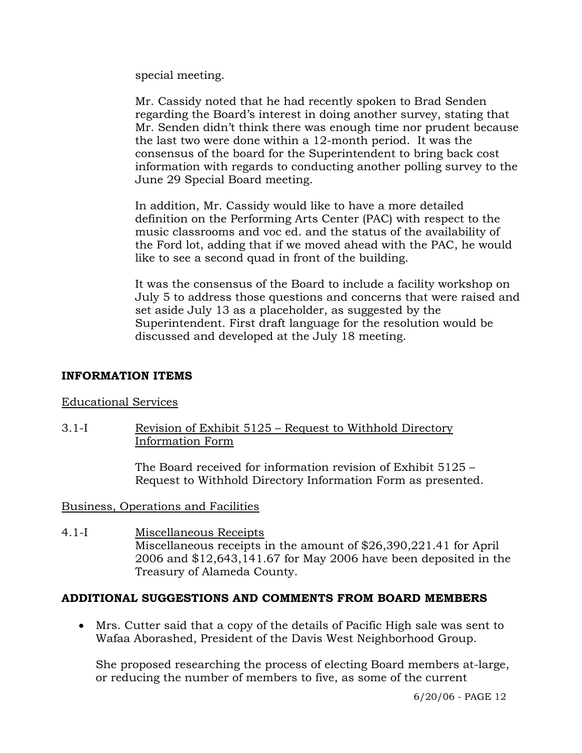special meeting.

Mr. Cassidy noted that he had recently spoken to Brad Senden regarding the Board's interest in doing another survey, stating that Mr. Senden didn't think there was enough time nor prudent because the last two were done within a 12-month period. It was the consensus of the board for the Superintendent to bring back cost information with regards to conducting another polling survey to the June 29 Special Board meeting.

In addition, Mr. Cassidy would like to have a more detailed definition on the Performing Arts Center (PAC) with respect to the music classrooms and voc ed. and the status of the availability of the Ford lot, adding that if we moved ahead with the PAC, he would like to see a second quad in front of the building.

It was the consensus of the Board to include a facility workshop on July 5 to address those questions and concerns that were raised and set aside July 13 as a placeholder, as suggested by the Superintendent. First draft language for the resolution would be discussed and developed at the July 18 meeting.

## INFORMATION ITEMS

Educational Services

3.1-I Revision of Exhibit 5125 – Request to Withhold Directory Information Form

The Board received for information revision of Exhibit 5125 – Request to Withhold Directory Information Form as presented.

Business, Operations and Facilities

4.1-I Miscellaneous Receipts

Miscellaneous receipts in the amount of $26,390,221.41 for April 2006 and $12,643,141.67 for May 2006 have been deposited in the Treasury of Alameda County.

## ADDITIONAL SUGGESTIONS AND COMMENTS FROM BOARD MEMBERS

- Mrs. Cutter said that a copy of the details of Pacific High sale was sent to Wafaa Aborashed, President of the Davis West Neighborhood Group.

  She proposed researching the process of electing Board members at-large, or reducing the number of members to five, as some of the current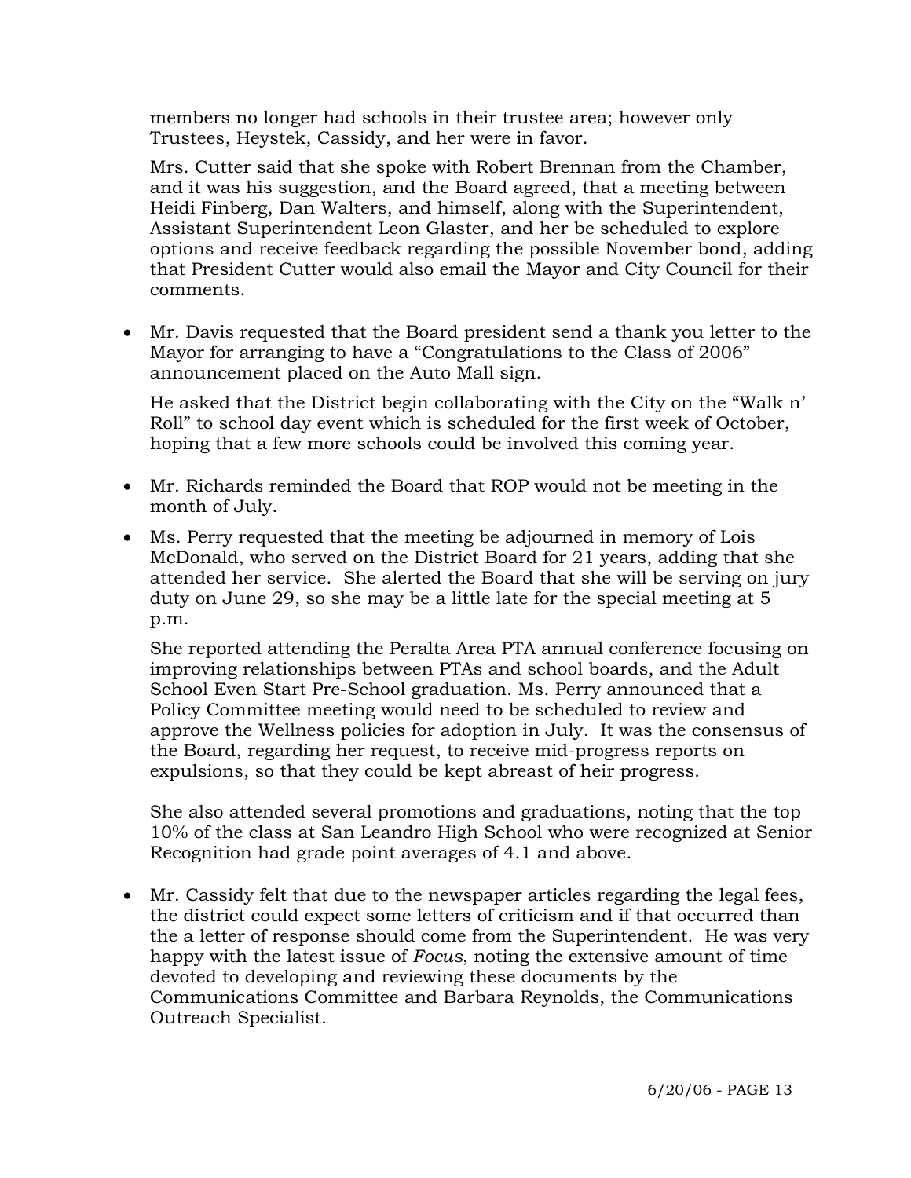members no longer had schools in their trustee area; however only Trustees, Heystek, Cassidy, and her were in favor.

Mrs. Cutter said that she spoke with Robert Brennan from the Chamber, and it was his suggestion, and the Board agreed, that a meeting between Heidi Finberg, Dan Walters, and himself, along with the Superintendent, Assistant Superintendent Leon Glaster, and her be scheduled to explore options and receive feedback regarding the possible November bond, adding that President Cutter would also email the Mayor and City Council for their comments.

- Mr. Davis requested that the Board president send a thank you letter to the Mayor for arranging to have a "Congratulations to the Class of 2006" announcement placed on the Auto Mall sign.

  He asked that the District begin collaborating with the City on the "Walk n' Roll" to school day event which is scheduled for the first week of October, hoping that a few more schools could be involved this coming year.

- Mr. Richards reminded the Board that ROP would not be meeting in the month of July.

- Ms. Perry requested that the meeting be adjourned in memory of Lois McDonald, who served on the District Board for 21 years, adding that she attended her service. She alerted the Board that she will be serving on jury duty on June 29, so she may be a little late for the special meeting at 5 p.m.

  She reported attending the Peralta Area PTA annual conference focusing on improving relationships between PTAs and school boards, and the Adult School Even Start Pre-School graduation. Ms. Perry announced that a Policy Committee meeting would need to be scheduled to review and approve the Wellness policies for adoption in July. It was the consensus of the Board, regarding her request, to receive mid-progress reports on expulsions, so that they could be kept abreast of heir progress.

  She also attended several promotions and graduations, noting that the top 10% of the class at San Leandro High School who were recognized at Senior Recognition had grade point averages of 4.1 and above.

- Mr. Cassidy felt that due to the newspaper articles regarding the legal fees, the district could expect some letters of criticism and if that occurred than the a letter of response should come from the Superintendent. He was very happy with the latest issue of *Focus*, noting the extensive amount of time devoted to developing and reviewing these documents by the Communications Committee and Barbara Reynolds, the Communications Outreach Specialist.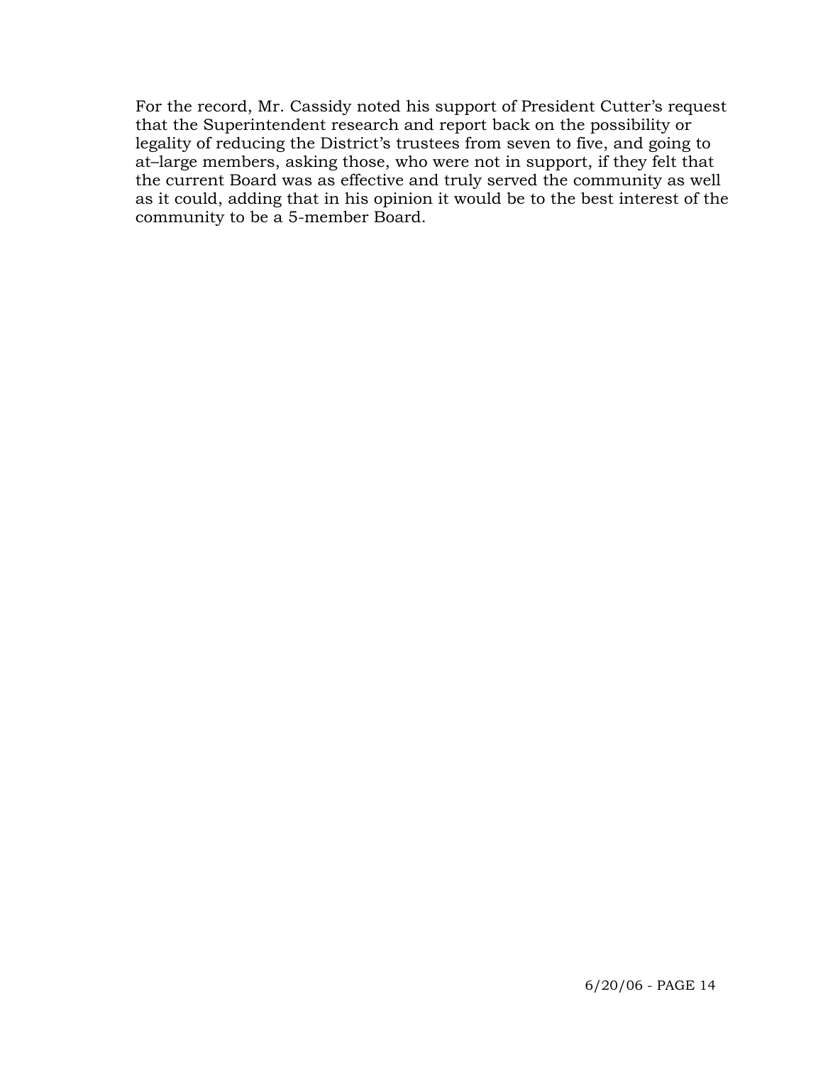For the record, Mr. Cassidy noted his support of President Cutter's request that the Superintendent research and report back on the possibility or legality of reducing the District's trustees from seven to five, and going to at–large members, asking those, who were not in support, if they felt that the current Board was as effective and truly served the community as well as it could, adding that in his opinion it would be to the best interest of the community to be a 5-member Board.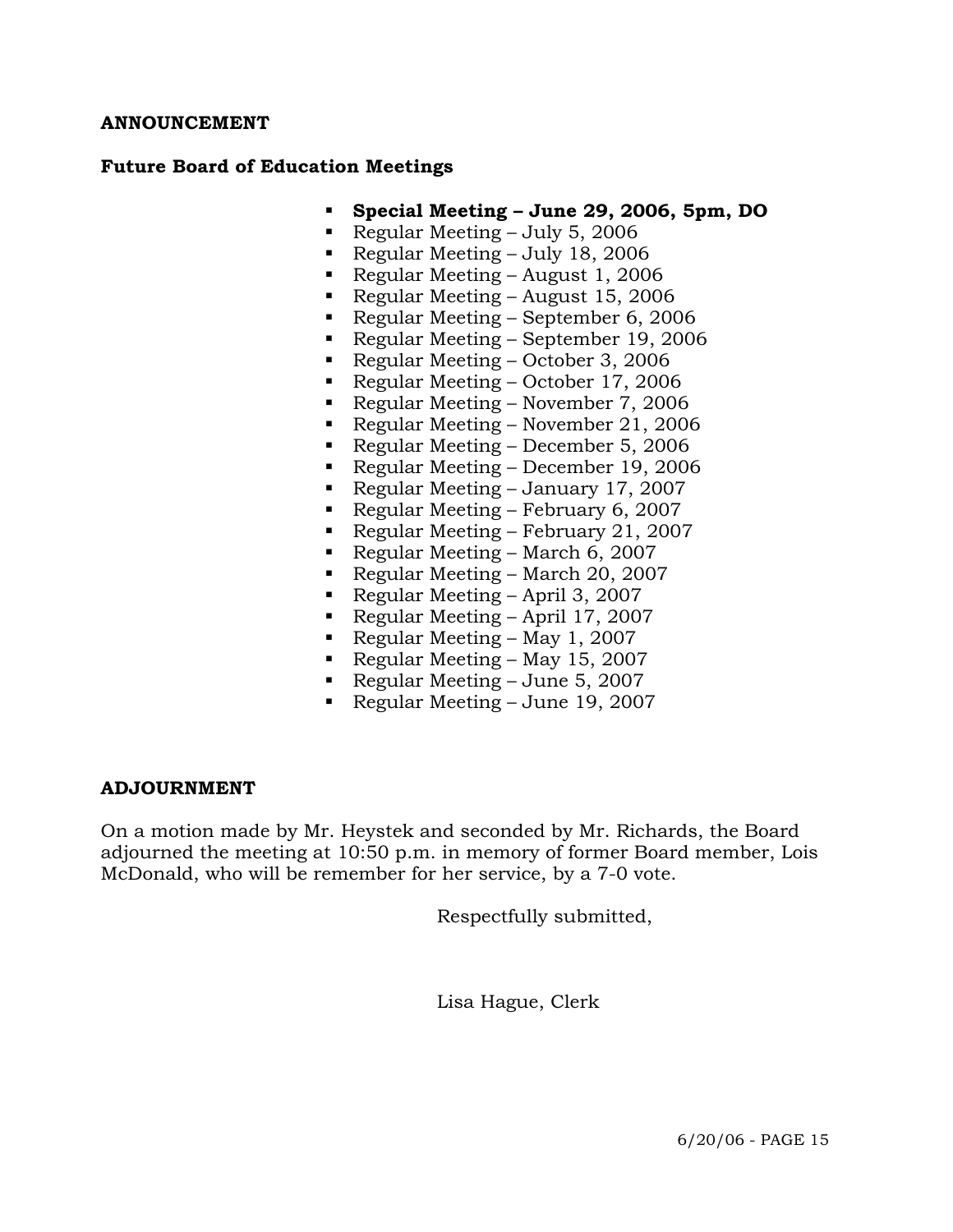**ANNOUNCEMENT**

**Future Board of Education Meetings**

- **Special Meeting – June 29, 2006, 5pm, DO**
- Regular Meeting – July 5, 2006
- Regular Meeting – July 18, 2006
- Regular Meeting – August 1, 2006
- Regular Meeting – August 15, 2006
- Regular Meeting – September 6, 2006
- Regular Meeting – September 19, 2006
- Regular Meeting – October 3, 2006
- Regular Meeting – October 17, 2006
- Regular Meeting – November 7, 2006
- Regular Meeting – November 21, 2006
- Regular Meeting – December 5, 2006
- Regular Meeting – December 19, 2006
- Regular Meeting – January 17, 2007
- Regular Meeting – February 6, 2007
- Regular Meeting – February 21, 2007
- Regular Meeting – March 6, 2007
- Regular Meeting – March 20, 2007
- Regular Meeting – April 3, 2007
- Regular Meeting – April 17, 2007
- Regular Meeting – May 1, 2007
- Regular Meeting – May 15, 2007
- Regular Meeting – June 5, 2007
- Regular Meeting – June 19, 2007

**ADJOURNMENT**

On a motion made by Mr. Heystek and seconded by Mr. Richards, the Board adjourned the meeting at 10:50 p.m. in memory of former Board member, Lois McDonald, who will be remember for her service, by a 7-0 vote.

Respectfully submitted,

Lisa Hague, Clerk